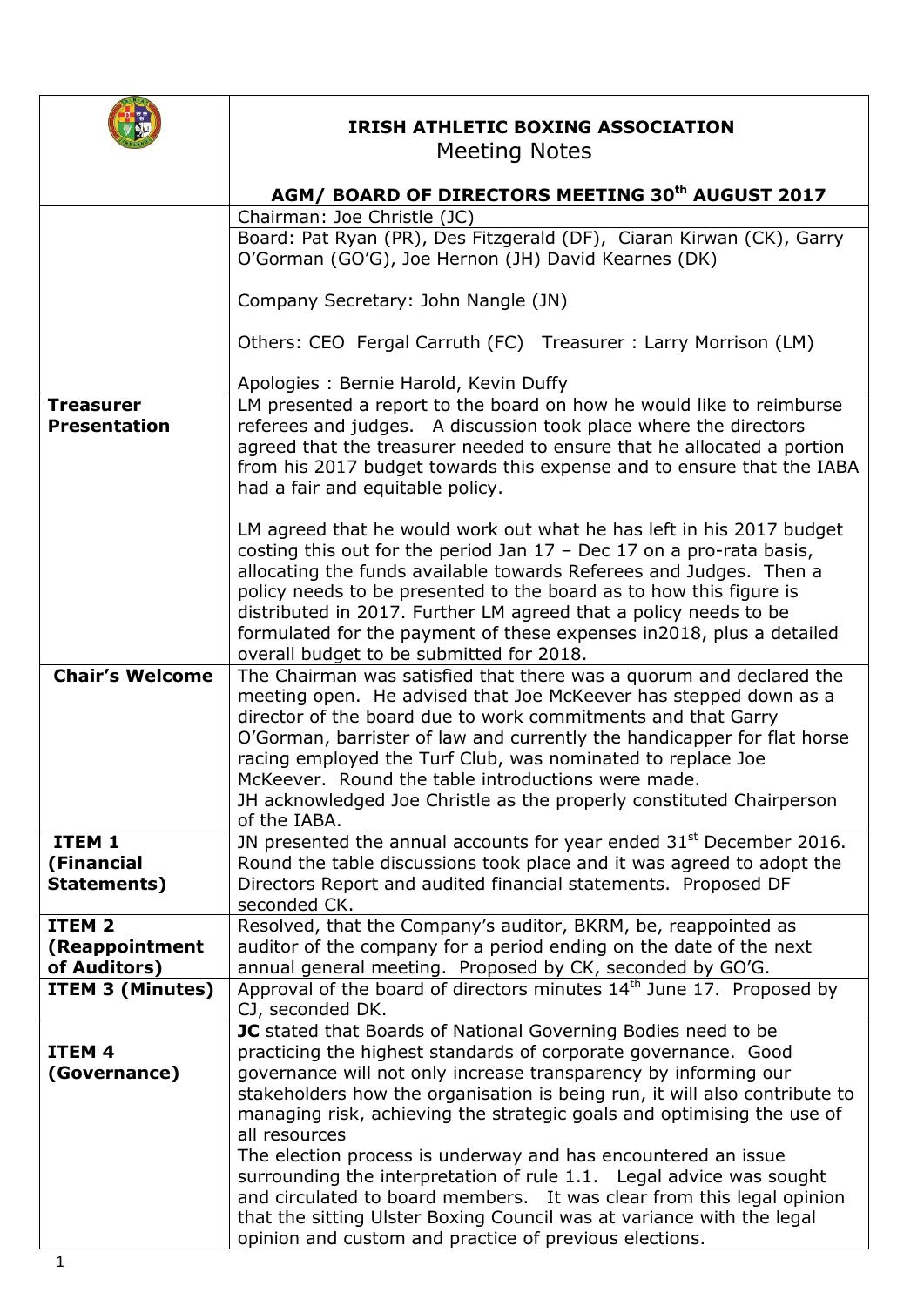| | **IRISH ATHLETIC BOXING ASSOCIATION**<br>Meeting Notes<br><br>**AGM/ BOARD OF DIRECTORS MEETING 30th AUGUST 2017** |
|---|---|
| | Chairman: Joe Christle (JC) |
| | Board: Pat Ryan (PR), Des Fitzgerald (DF), Ciaran Kirwan (CK), Garry O'Gorman (GO'G), Joe Hernon (JH) David Kearnes (DK)<br><br>Company Secretary: John Nangle (JN)<br><br>Others: CEO Fergal Carruth (FC) Treasurer : Larry Morrison (LM)<br><br>Apologies : Bernie Harold, Kevin Duffy |
| **Treasurer Presentation** | LM presented a report to the board on how he would like to reimburse referees and judges. A discussion took place where the directors agreed that the treasurer needed to ensure that he allocated a portion from his 2017 budget towards this expense and to ensure that the IABA had a fair and equitable policy.<br><br>LM agreed that he would work out what he has left in his 2017 budget costing this out for the period Jan 17 – Dec 17 on a pro-rata basis, allocating the funds available towards Referees and Judges. Then a policy needs to be presented to the board as to how this figure is distributed in 2017. Further LM agreed that a policy needs to be formulated for the payment of these expenses in2018, plus a detailed overall budget to be submitted for 2018. |
| **Chair's Welcome** | The Chairman was satisfied that there was a quorum and declared the meeting open. He advised that Joe McKeever has stepped down as a director of the board due to work commitments and that Garry O'Gorman, barrister of law and currently the handicapper for flat horse racing employed the Turf Club, was nominated to replace Joe McKeever. Round the table introductions were made.<br>JH acknowledged Joe Christle as the properly constituted Chairperson of the IABA. |
| **ITEM 1 (Financial Statements)** | JN presented the annual accounts for year ended 31st December 2016. Round the table discussions took place and it was agreed to adopt the Directors Report and audited financial statements. Proposed DF seconded CK. |
| **ITEM 2 (Reappointment of Auditors)** | Resolved, that the Company's auditor, BKRM, be, reappointed as auditor of the company for a period ending on the date of the next annual general meeting. Proposed by CK, seconded by GO'G. |
| **ITEM 3 (Minutes)** | Approval of the board of directors minutes 14th June 17. Proposed by CJ, seconded DK. |
| **ITEM 4 (Governance)** | **JC** stated that Boards of National Governing Bodies need to be practicing the highest standards of corporate governance. Good governance will not only increase transparency by informing our stakeholders how the organisation is being run, it will also contribute to managing risk, achieving the strategic goals and optimising the use of all resources<br>The election process is underway and has encountered an issue surrounding the interpretation of rule 1.1. Legal advice was sought and circulated to board members. It was clear from this legal opinion that the sitting Ulster Boxing Council was at variance with the legal opinion and custom and practice of previous elections. |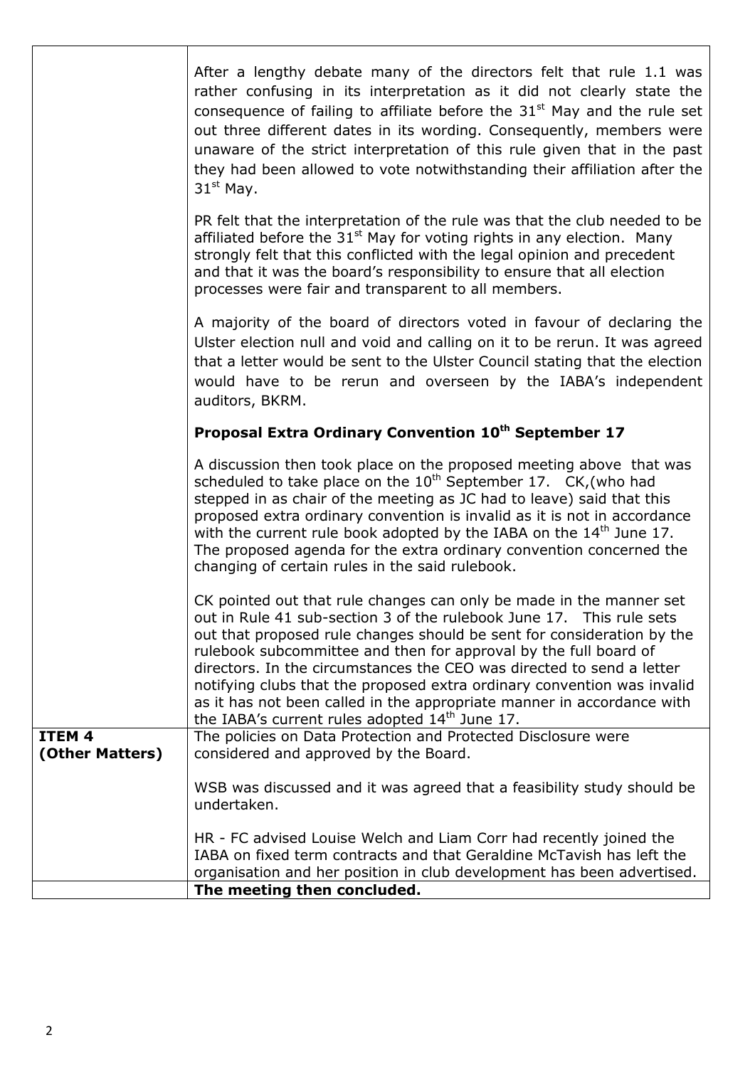| | |
|---|---|
| | After a lengthy debate many of the directors felt that rule 1.1 was rather confusing in its interpretation as it did not clearly state the consequence of failing to affiliate before the 31st May and the rule set out three different dates in its wording. Consequently, members were unaware of the strict interpretation of this rule given that in the past they had been allowed to vote notwithstanding their affiliation after the 31st May.<br><br>PR felt that the interpretation of the rule was that the club needed to be affiliated before the 31st May for voting rights in any election. Many strongly felt that this conflicted with the legal opinion and precedent and that it was the board's responsibility to ensure that all election processes were fair and transparent to all members.<br><br>A majority of the board of directors voted in favour of declaring the Ulster election null and void and calling on it to be rerun. It was agreed that a letter would be sent to the Ulster Council stating that the election would have to be rerun and overseen by the IABA's independent auditors, BKRM.<br><br>**Proposal Extra Ordinary Convention 10th September 17**<br><br>A discussion then took place on the proposed meeting above that was scheduled to take place on the 10th September 17. CK,(who had stepped in as chair of the meeting as JC had to leave) said that this proposed extra ordinary convention is invalid as it is not in accordance with the current rule book adopted by the IABA on the 14th June 17. The proposed agenda for the extra ordinary convention concerned the changing of certain rules in the said rulebook.<br><br>CK pointed out that rule changes can only be made in the manner set out in Rule 41 sub-section 3 of the rulebook June 17. This rule sets out that proposed rule changes should be sent for consideration by the rulebook subcommittee and then for approval by the full board of directors. In the circumstances the CEO was directed to send a letter notifying clubs that the proposed extra ordinary convention was invalid as it has not been called in the appropriate manner in accordance with the IABA's current rules adopted 14th June 17. |
| **ITEM 4 (Other Matters)** | The policies on Data Protection and Protected Disclosure were considered and approved by the Board.<br><br>WSB was discussed and it was agreed that a feasibility study should be undertaken.<br><br>HR - FC advised Louise Welch and Liam Corr had recently joined the IABA on fixed term contracts and that Geraldine McTavish has left the organisation and her position in club development has been advertised. |
| | **The meeting then concluded.** |